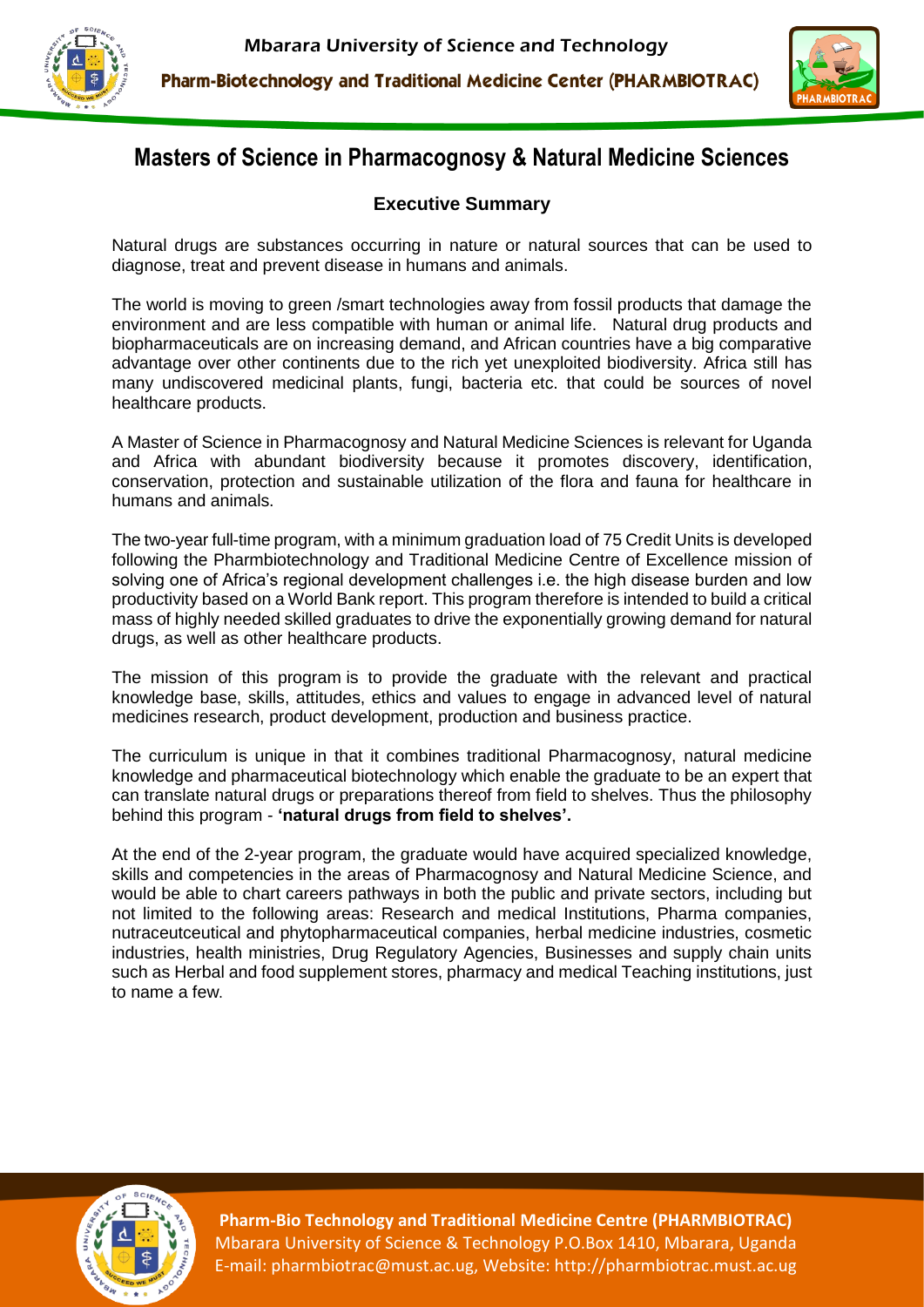# Masters of Science in Pharmacognosy & Natural Medicine Sciences

## Executive Summary

Natural drugs are substances occurring in nature or natural sources that can be used to diagnose, treat and prevent disease in humans and animals.

The world is moving to green /smart technologies away from fossil products that damage the environment and are less compatible with human or animal life. Natural drug products and biopharmaceuticals are on increasing demand, and African countries have a big comparative advantage over other continents due to the rich yet unexploited biodiversity. Africa still has many undiscovered medicinal plants, fungi, bacteria etc. that could be sources of novel healthcare products.

A Master of Science in Pharmacognosy and Natural Medicine Sciences is relevant for Uganda and Africa with abundant biodiversity because it promotes discovery, identification, conservation, protection and sustainable utilization of the flora and fauna for healthcare in humans and animals.

The two-year full-time program, with a minimum graduation load of 75 Credit Units is developed following the Pharmbiotechnology and Traditional Medicine Centre of Excellence mission of solving one of Africa's regional development challenges i.e. the high disease burden and low productivity based on a World Bank report. This program therefore is intended to build a critical mass of highly needed skilled graduates to drive the exponentially growing demand for natural drugs, as well as other healthcare products.

The mission of this program is to provide the graduate with the relevant and practical knowledge base, skills, attitudes, ethics and values to engage in advanced level of natural medicines research, product development, production and business practice.

The curriculum is unique in that it combines traditional Pharmacognosy, natural medicine knowledge and pharmaceutical biotechnology which enable the graduate to be an expert that can translate natural drugs or preparations thereof from field to shelves. Thus the philosophy behind this program - **'natural drugs from field to shelves'.**

At the end of the 2-year program, the graduate would have acquired specialized knowledge, skills and competencies in the areas of Pharmacognosy and Natural Medicine Science, and would be able to chart careers pathways in both the public and private sectors, including but not limited to the following areas: Research and medical Institutions, Pharma companies, nutraceutceutical and phytopharmaceutical companies, herbal medicine industries, cosmetic industries, health ministries, Drug Regulatory Agencies, Businesses and supply chain units such as Herbal and food supplement stores, pharmacy and medical Teaching institutions, just to name a few.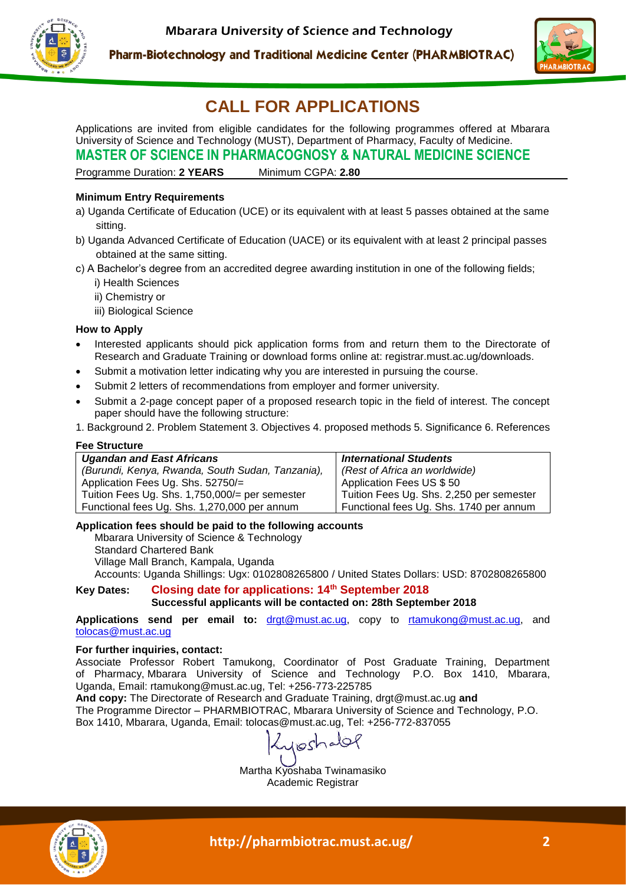# CALL FOR APPLICATIONS

Applications are invited from eligible candidates for the following programmes offered at Mbarara University of Science and Technology (MUST), Department of Pharmacy, Faculty of Medicine.

## MASTER OF SCIENCE IN PHARMACOGNOSY & NATURAL MEDICINE SCIENCE

Programme Duration: **2 YEARS** Minimum CGPA: **2.80**

### Minimum Entry Requirements

a) Uganda Certificate of Education (UCE) or its equivalent with at least 5 passes obtained at the same sitting.

b) Uganda Advanced Certificate of Education (UACE) or its equivalent with at least 2 principal passes obtained at the same sitting.

c) A Bachelor's degree from an accredited degree awarding institution in one of the following fields;
   i) Health Sciences
   ii) Chemistry or
   iii) Biological Science

### How to Apply

- Interested applicants should pick application forms from and return them to the Directorate of Research and Graduate Training or download forms online at: registrar.must.ac.ug/downloads.
- Submit a motivation letter indicating why you are interested in pursuing the course.
- Submit 2 letters of recommendations from employer and former university.
- Submit a 2-page concept paper of a proposed research topic in the field of interest. The concept paper should have the following structure:

1. Background 2. Problem Statement 3. Objectives 4. proposed methods 5. Significance 6. References

### Fee Structure

| ***Ugandan and East Africans*** | ***International Students*** |
|---|---|
| *(Burundi, Kenya, Rwanda, South Sudan, Tanzania),* | *(Rest of Africa an worldwide)* |
| Application Fees Ug. Shs. 52750/= | Application Fees US $ 50 |
| Tuition Fees Ug. Shs. 1,750,000/= per semester | Tuition Fees Ug. Shs. 2,250 per semester |
| Functional fees Ug. Shs. 1,270,000 per annum | Functional fees Ug. Shs. 1740 per annum |

**Application fees should be paid to the following accounts**

Mbarara University of Science & Technology
Standard Chartered Bank
Village Mall Branch, Kampala, Uganda
Accounts: Uganda Shillings: Ugx: 0102808265800 / United States Dollars: USD: 8702808265800

**Key Dates:** **Closing date for applications: 14th September 2018**
**Successful applicants will be contacted on: 28th September 2018**

**Applications send per email to:** drgt@must.ac.ug, copy to rtamukong@must.ac.ug, and tolocas@must.ac.ug

**For further inquiries, contact:**

Associate Professor Robert Tamukong, Coordinator of Post Graduate Training, Department of Pharmacy, Mbarara University of Science and Technology P.O. Box 1410, Mbarara, Uganda, Email: rtamukong@must.ac.ug, Tel: +256-773-225785

**And copy:** The Directorate of Research and Graduate Training, drgt@must.ac.ug **and**
The Programme Director – PHARMBIOTRAC, Mbarara University of Science and Technology, P.O. Box 1410, Mbarara, Uganda, Email: tolocas@must.ac.ug, Tel: +256-772-837055

Martha Kyoshaba Twinamasiko
Academic Registrar